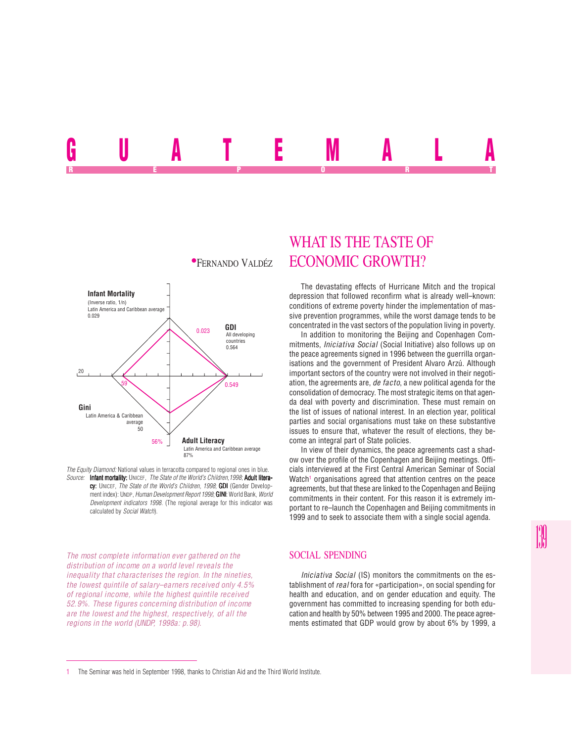# GUATEMALA

REPORT

•Fernando Valdéz

## WHAT IS THE TASTE OF ECONOMIC GROWTH?

Infant Mortality
(Inverse ratio, 1/n)
Latin America and Caribbean average
0.029

0.023

GDI
All developing countries
0.564

20

59

0.549

Gini
Latin America & Caribbean average
50

56%

Adult Literacy
Latin America and Caribbean average
87%

*The Equity Diamond:* National values in terracotta compared to regional ones in blue.
*Source:* **Infant mortality:** UNICEF, *The State of the World's Children,1998*; **Adult literacy:** UNICEF, *The State of the World's Children, 1998*; **GDI** (Gender Development index): UNDP, *Human Development Report 1998*; **GINI**: World Bank, *World Development indicators 1998*. (The regional average for this indicator was calculated by *Social Watch*).

*The most complete information ever gathered on the distribution of income on a world level reveals the inequality that characterises the region. In the nineties, the lowest quintile of salary–earners received only 4.5% of regional income, while the highest quintile received 52.9%. These figures concerning distribution of income are the lowest and the highest, respectively, of all the regions in the world (UNDP, 1998a: p.98).*

The devastating effects of Hurricane Mitch and the tropical depression that followed reconfirm what is already well–known: conditions of extreme poverty hinder the implementation of massive prevention programmes, while the worst damage tends to be concentrated in the vast sectors of the population living in poverty.

In addition to monitoring the Beijing and Copenhagen Commitments, *Iniciativa Social* (Social Initiative) also follows up on the peace agreements signed in 1996 between the guerrilla organisations and the government of President Alvaro Arzú. Although important sectors of the country were not involved in their negotiation, the agreements are, *de facto*, a new political agenda for the consolidation of democracy. The most strategic items on that agenda deal with poverty and discrimination. These must remain on the list of issues of national interest. In an election year, political parties and social organisations must take on these substantive issues to ensure that, whatever the result of elections, they become an integral part of State policies.

In view of their dynamics, the peace agreements cast a shadow over the profile of the Copenhagen and Beijing meetings. Officials interviewed at the First Central American Seminar of Social Watch[1] organisations agreed that attention centres on the peace agreements, but that these are linked to the Copenhagen and Beijing commitments in their content. For this reason it is extremely important to re–launch the Copenhagen and Beijing commitments in 1999 and to seek to associate them with a single social agenda.

## SOCIAL SPENDING

*Iniciativa Social* (IS) monitors the commitments on the establishment of *real* fora for «participation», on social spending for health and education, and on gender education and equity. The government has committed to increasing spending for both education and health by 50% between 1995 and 2000. The peace agreements estimated that GDP would grow by about 6% by 1999, a

1 The Seminar was held in September 1998, thanks to Christian Aid and the Third World Institute.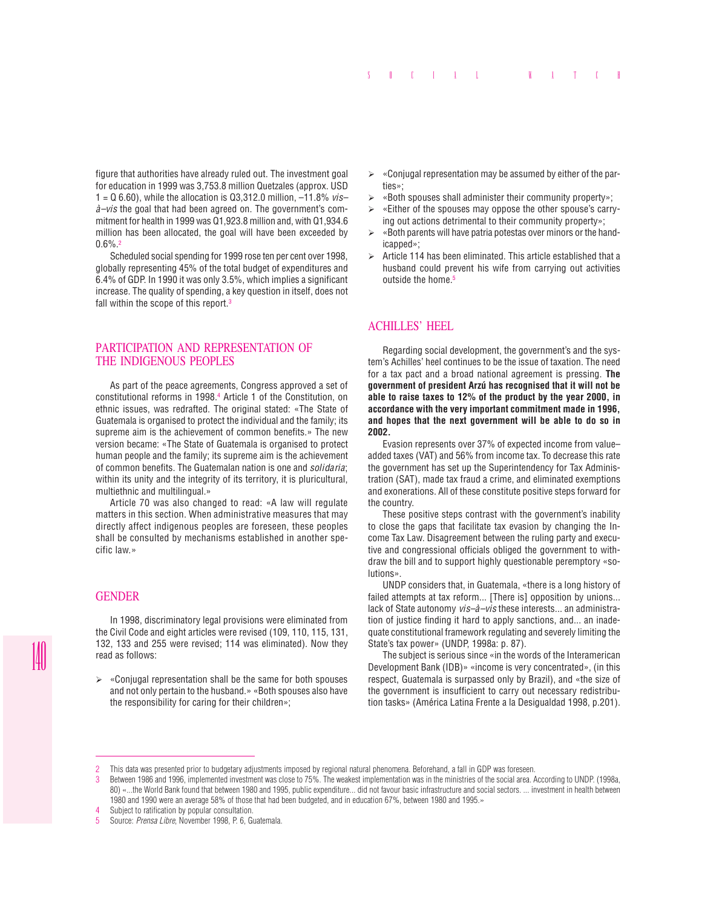figure that authorities have already ruled out. The investment goal for education in 1999 was 3,753.8 million Quetzales (approx. USD 1 = Q 6.60), while the allocation is Q3,312.0 million, –11.8% *vis–à–vis* the goal that had been agreed on. The government's commitment for health in 1999 was Q1,923.8 million and, with Q1,934.6 million has been allocated, the goal will have been exceeded by 0.6%.[2]

Scheduled social spending for 1999 rose ten per cent over 1998, globally representing 45% of the total budget of expenditures and 6.4% of GDP. In 1990 it was only 3.5%, which implies a significant increase. The quality of spending, a key question in itself, does not fall within the scope of this report.[3]

## PARTICIPATION AND REPRESENTATION OF THE INDIGENOUS PEOPLES

As part of the peace agreements, Congress approved a set of constitutional reforms in 1998.[4] Article 1 of the Constitution, on ethnic issues, was redrafted. The original stated: «The State of Guatemala is organised to protect the individual and the family; its supreme aim is the achievement of common benefits.» The new version became: «The State of Guatemala is organised to protect human people and the family; its supreme aim is the achievement of common benefits. The Guatemalan nation is one and *solidaria*; within its unity and the integrity of its territory, it is pluricultural, multiethnic and multilingual.»

Article 70 was also changed to read: «A law will regulate matters in this section. When administrative measures that may directly affect indigenous peoples are foreseen, these peoples shall be consulted by mechanisms established in another specific law.»

## GENDER

In 1998, discriminatory legal provisions were eliminated from the Civil Code and eight articles were revised (109, 110, 115, 131, 132, 133 and 255 were revised; 114 was eliminated). Now they read as follows:

- «Conjugal representation shall be the same for both spouses and not only pertain to the husband.» «Both spouses also have the responsibility for caring for their children»;
- «Conjugal representation may be assumed by either of the parties»;
- «Both spouses shall administer their community property»;
- «Either of the spouses may oppose the other spouse's carrying out actions detrimental to their community property»;
- «Both parents will have patria potestas over minors or the handicapped»;
- Article 114 has been eliminated. This article established that a husband could prevent his wife from carrying out activities outside the home.[5]

## ACHILLES' HEEL

Regarding social development, the government's and the system's Achilles' heel continues to be the issue of taxation. The need for a tax pact and a broad national agreement is pressing. **The government of president Arzú has recognised that it will not be able to raise taxes to 12% of the product by the year 2000, in accordance with the very important commitment made in 1996, and hopes that the next government will be able to do so in 2002.**

Evasion represents over 37% of expected income from value–added taxes (VAT) and 56% from income tax. To decrease this rate the government has set up the Superintendency for Tax Administration (SAT), made tax fraud a crime, and eliminated exemptions and exonerations. All of these constitute positive steps forward for the country.

These positive steps contrast with the government's inability to close the gaps that facilitate tax evasion by changing the Income Tax Law. Disagreement between the ruling party and executive and congressional officials obliged the government to withdraw the bill and to support highly questionable peremptory «solutions».

UNDP considers that, in Guatemala, «there is a long history of failed attempts at tax reform... [There is] opposition by unions... lack of State autonomy *vis–à–vis* these interests... an administration of justice finding it hard to apply sanctions, and... an inadequate constitutional framework regulating and severely limiting the State's tax power» (UNDP, 1998a: p. 87).

The subject is serious since «in the words of the Interamerican Development Bank (IDB)» «income is very concentrated», (in this respect, Guatemala is surpassed only by Brazil), and «the size of the government is insufficient to carry out necessary redistribution tasks» (América Latina Frente a la Desigualdad 1998, p.201).

---

2 This data was presented prior to budgetary adjustments imposed by regional natural phenomena. Beforehand, a fall in GDP was foreseen.

3 Between 1986 and 1996, implemented investment was close to 75%. The weakest implementation was in the ministries of the social area. According to UNDP. (1998a, 80) «...the World Bank found that between 1980 and 1995, public expenditure... did not favour basic infrastructure and social sectors. ... investment in health between 1980 and 1990 were an average 58% of those that had been budgeted, and in education 67%, between 1980 and 1995.»

4 Subject to ratification by popular consultation.

5 Source: *Prensa Libre*, November 1998, P. 6, Guatemala.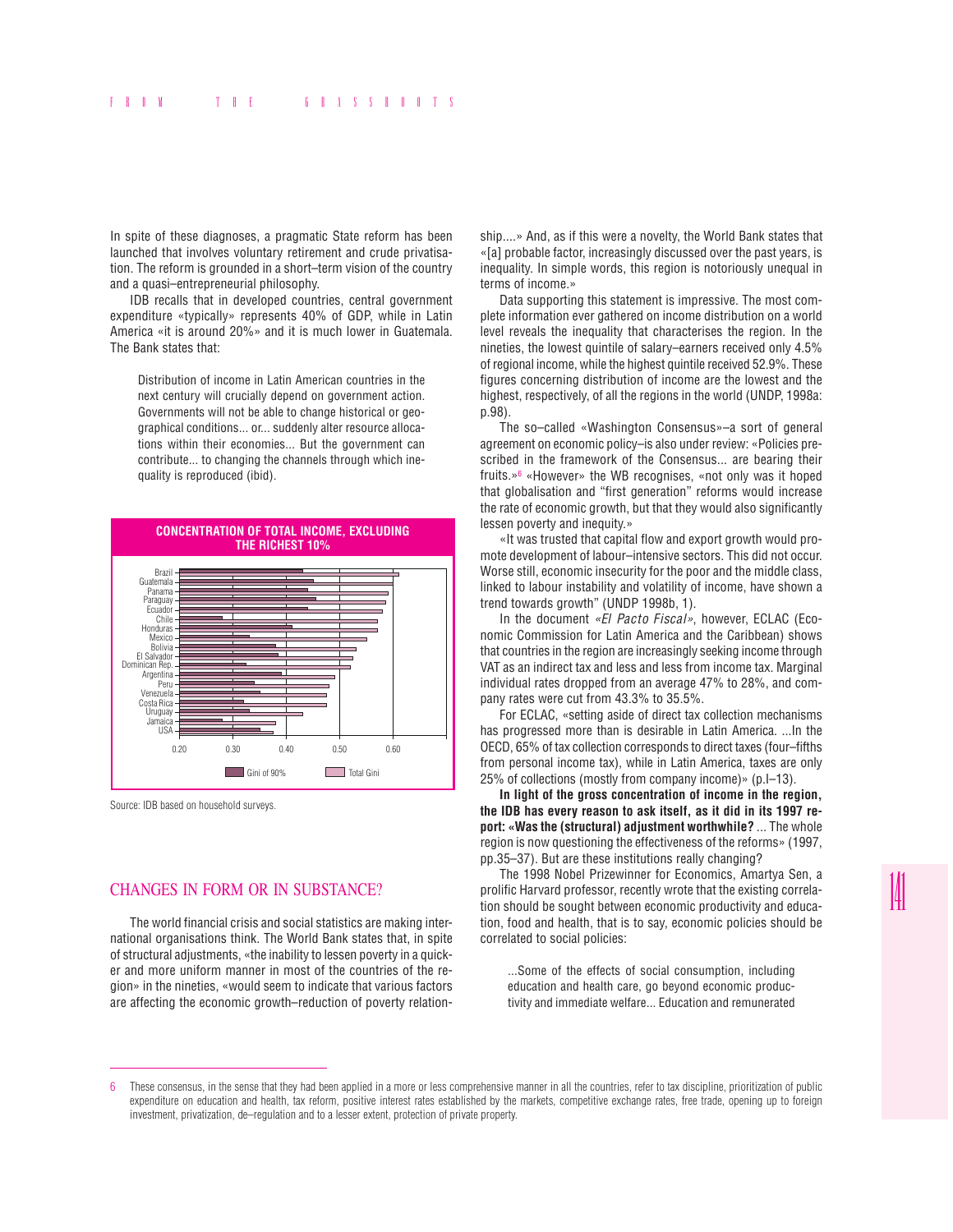In spite of these diagnoses, a pragmatic State reform has been launched that involves voluntary retirement and crude privatisation. The reform is grounded in a short–term vision of the country and a quasi–entrepreneurial philosophy.

IDB recalls that in developed countries, central government expenditure «typically» represents 40% of GDP, while in Latin America «it is around 20%» and it is much lower in Guatemala. The Bank states that:

> Distribution of income in Latin American countries in the next century will crucially depend on government action. Governments will not be able to change historical or geographical conditions... or... suddenly alter resource allocations within their economies... But the government can contribute... to changing the channels through which inequality is reproduced (ibid).

**CONCENTRATION OF TOTAL INCOME, EXCLUDING THE RICHEST 10%**

Source: IDB based on household surveys.

## CHANGES IN FORM OR IN SUBSTANCE?

The world financial crisis and social statistics are making international organisations think. The World Bank states that, in spite of structural adjustments, «the inability to lessen poverty in a quicker and more uniform manner in most of the countries of the region» in the nineties, «would seem to indicate that various factors are affecting the economic growth–reduction of poverty relationship....» And, as if this were a novelty, the World Bank states that «[a] probable factor, increasingly discussed over the past years, is inequality. In simple words, this region is notoriously unequal in terms of income.»

Data supporting this statement is impressive. The most complete information ever gathered on income distribution on a world level reveals the inequality that characterises the region. In the nineties, the lowest quintile of salary–earners received only 4.5% of regional income, while the highest quintile received 52.9%. These figures concerning distribution of income are the lowest and the highest, respectively, of all the regions in the world (UNDP, 1998a: p.98).

The so–called «Washington Consensus»–a sort of general agreement on economic policy–is also under review: «Policies prescribed in the framework of the Consensus... are bearing their fruits.»[6] «However» the WB recognises, «not only was it hoped that globalisation and "first generation" reforms would increase the rate of economic growth, but that they would also significantly lessen poverty and inequity.»

«It was trusted that capital flow and export growth would promote development of labour–intensive sectors. This did not occur. Worse still, economic insecurity for the poor and the middle class, linked to labour instability and volatility of income, have shown a trend towards growth" (UNDP 1998b, 1).

In the document *«El Pacto Fiscal»*, however, ECLAC (Economic Commission for Latin America and the Caribbean) shows that countries in the region are increasingly seeking income through VAT as an indirect tax and less and less from income tax. Marginal individual rates dropped from an average 47% to 28%, and company rates were cut from 43.3% to 35.5%.

For ECLAC, «setting aside of direct tax collection mechanisms has progressed more than is desirable in Latin America. ...In the OECD, 65% of tax collection corresponds to direct taxes (four–fifths from personal income tax), while in Latin America, taxes are only 25% of collections (mostly from company income)» (p.I–13).

**In light of the gross concentration of income in the region, the IDB has every reason to ask itself, as it did in its 1997 report: «Was the (structural) adjustment worthwhile?** ... The whole region is now questioning the effectiveness of the reforms» (1997, pp.35–37). But are these institutions really changing?

The 1998 Nobel Prizewinner for Economics, Amartya Sen, a prolific Harvard professor, recently wrote that the existing correlation should be sought between economic productivity and education, food and health, that is to say, economic policies should be correlated to social policies:

> ...Some of the effects of social consumption, including education and health care, go beyond economic productivity and immediate welfare... Education and remunerated

---

6 These consensus, in the sense that they had been applied in a more or less comprehensive manner in all the countries, refer to tax discipline, prioritization of public expenditure on education and health, tax reform, positive interest rates established by the markets, competitive exchange rates, free trade, opening up to foreign investment, privatization, de–regulation and to a lesser extent, protection of private property.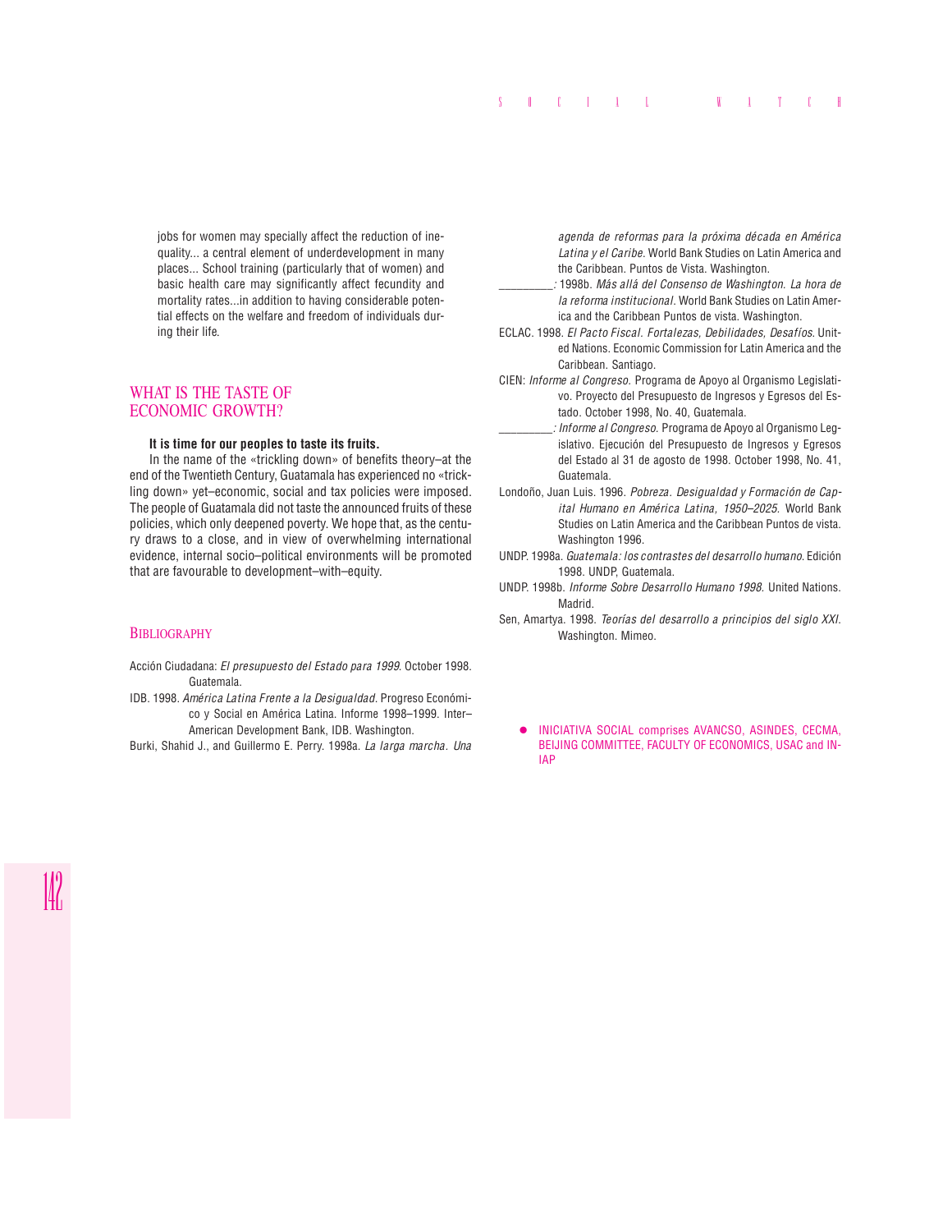jobs for women may specially affect the reduction of inequality... a central element of underdevelopment in many places... School training (particularly that of women) and basic health care may significantly affect fecundity and mortality rates...in addition to having considerable potential effects on the welfare and freedom of individuals during their life.

## WHAT IS THE TASTE OF ECONOMIC GROWTH?

**It is time for our peoples to taste its fruits.**

In the name of the «trickling down» of benefits theory–at the end of the Twentieth Century, Guatemala has experienced no «trickling down» yet–economic, social and tax policies were imposed. The people of Guatamala did not taste the announced fruits of these policies, which only deepened poverty. We hope that, as the century draws to a close, and in view of overwhelming international evidence, internal socio–political environments will be promoted that are favourable to development–with–equity.

## BIBLIOGRAPHY

Acción Ciudadana: *El presupuesto del Estado para 1999*. October 1998. Guatemala.

IDB. 1998. *América Latina Frente a la Desigualdad*. Progreso Económico y Social en América Latina. Informe 1998–1999. Inter–American Development Bank, IDB. Washington.

Burki, Shahid J., and Guillermo E. Perry. 1998a. *La larga marcha. Una agenda de reformas para la próxima década en América Latina y el Caribe*. World Bank Studies on Latin America and the Caribbean. Puntos de Vista. Washington.

_________: 1998b. *Más allá del Consenso de Washington. La hora de la reforma institucional*. World Bank Studies on Latin America and the Caribbean Puntos de vista. Washington.

ECLAC. 1998. *El Pacto Fiscal. Fortalezas, Debilidades, Desafíos*. United Nations. Economic Commission for Latin America and the Caribbean. Santiago.

CIEN: *Informe al Congreso*. Programa de Apoyo al Organismo Legislativo. Proyecto del Presupuesto de Ingresos y Egresos del Estado. October 1998, No. 40, Guatemala.

_________: *Informe al Congreso*. Programa de Apoyo al Organismo Legislativo. Ejecución del Presupuesto de Ingresos y Egresos del Estado al 31 de agosto de 1998. October 1998, No. 41, Guatemala.

Londoño, Juan Luis. 1996. *Pobreza. Desigualdad y Formación de Capital Humano en América Latina, 1950–2025*. World Bank Studies on Latin America and the Caribbean Puntos de vista. Washington 1996.

UNDP. 1998a. *Guatemala: los contrastes del desarrollo humano*. Edición 1998. UNDP, Guatemala.

UNDP. 1998b. *Informe Sobre Desarrollo Humano 1998*. United Nations. Madrid.

Sen, Amartya. 1998. *Teorías del desarrollo a principios del siglo XXI*. Washington. Mimeo.

- INICIATIVA SOCIAL comprises AVANCSO, ASINDES, CECMA, BEIJING COMMITTEE, FACULTY OF ECONOMICS, USAC and IN-IAP